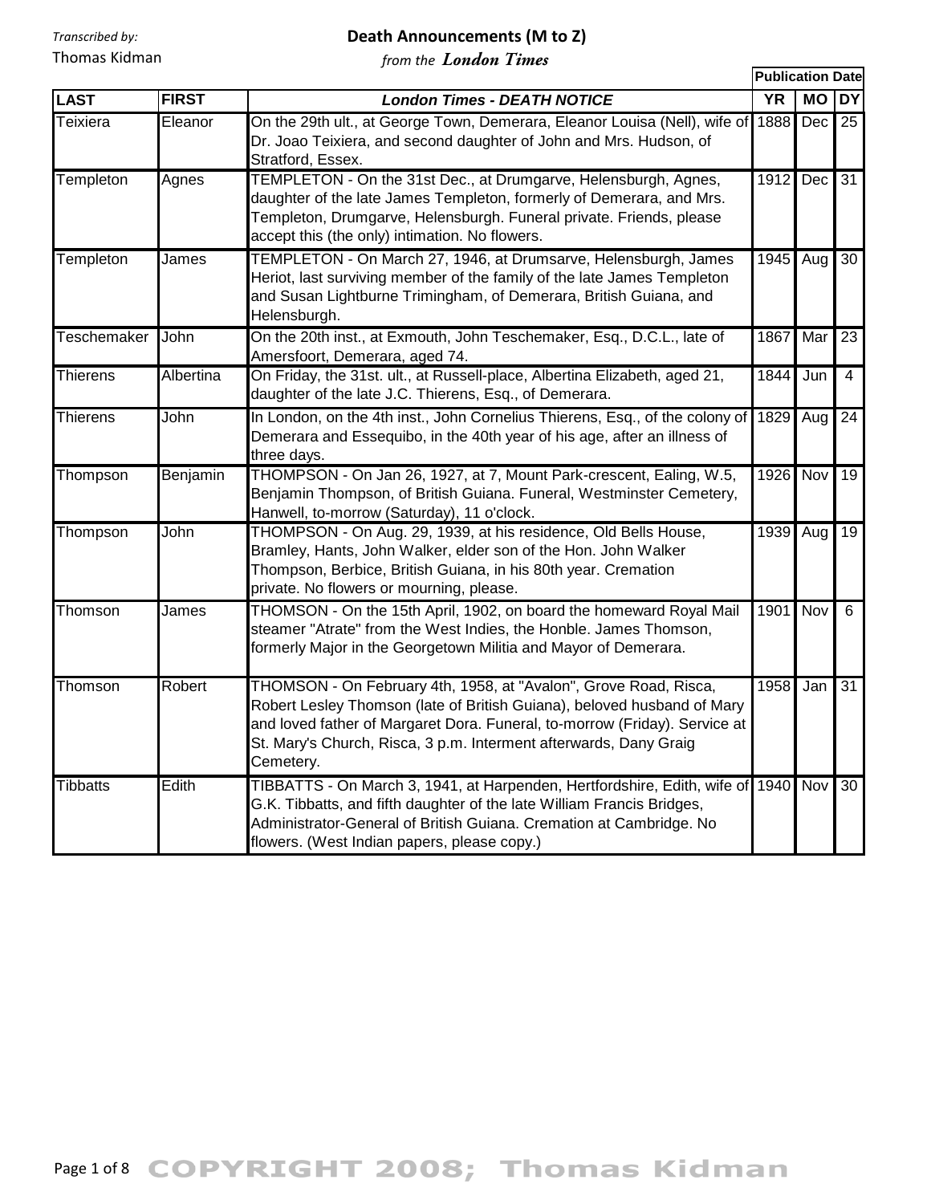Transcribed by:
Thomas Kidman

# Death Announcements (M to Z)

*from the* ***London Times***

| LAST | FIRST | London Times - DEATH NOTICE | Publication Date YR | MO | DY |
|---|---|---|---|---|---|
| Teixiera | Eleanor | On the 29th ult., at George Town, Demerara, Eleanor Louisa (Nell), wife of Dr. Joao Teixiera, and second daughter of John and Mrs. Hudson, of Stratford, Essex. | 1888 | Dec | 25 |
| Templeton | Agnes | TEMPLETON - On the 31st Dec., at Drumgarve, Helensburgh, Agnes, daughter of the late James Templeton, formerly of Demerara, and Mrs. Templeton, Drumgarve, Helensburgh. Funeral private. Friends, please accept this (the only) intimation. No flowers. | 1912 | Dec | 31 |
| Templeton | James | TEMPLETON - On March 27, 1946, at Drumsarve, Helensburgh, James Heriot, last surviving member of the family of the late James Templeton and Susan Lightburne Trimingham, of Demerara, British Guiana, and Helensburgh. | 1945 | Aug | 30 |
| Teschemaker | John | On the 20th inst., at Exmouth, John Teschemaker, Esq., D.C.L., late of Amersfoort, Demerara, aged 74. | 1867 | Mar | 23 |
| Thierens | Albertina | On Friday, the 31st. ult., at Russell-place, Albertina Elizabeth, aged 21, daughter of the late J.C. Thierens, Esq., of Demerara. | 1844 | Jun | 4 |
| Thierens | John | In London, on the 4th inst., John Cornelius Thierens, Esq., of the colony of Demerara and Essequibo, in the 40th year of his age, after an illness of three days. | 1829 | Aug | 24 |
| Thompson | Benjamin | THOMPSON - On Jan 26, 1927, at 7, Mount Park-crescent, Ealing, W.5, Benjamin Thompson, of British Guiana. Funeral, Westminster Cemetery, Hanwell, to-morrow (Saturday), 11 o'clock. | 1926 | Nov | 19 |
| Thompson | John | THOMPSON - On Aug. 29, 1939, at his residence, Old Bells House, Bramley, Hants, John Walker, elder son of the Hon. John Walker Thompson, Berbice, British Guiana, in his 80th year. Cremation private. No flowers or mourning, please. | 1939 | Aug | 19 |
| Thomson | James | THOMSON - On the 15th April, 1902, on board the homeward Royal Mail steamer "Atrate" from the West Indies, the Honble. James Thomson, formerly Major in the Georgetown Militia and Mayor of Demerara. | 1901 | Nov | 6 |
| Thomson | Robert | THOMSON - On February 4th, 1958, at "Avalon", Grove Road, Risca, Robert Lesley Thomson (late of British Guiana), beloved husband of Mary and loved father of Margaret Dora. Funeral, to-morrow (Friday). Service at St. Mary's Church, Risca, 3 p.m. Interment afterwards, Dany Graig Cemetery. | 1958 | Jan | 31 |
| Tibbatts | Edith | TIBBATTS - On March 3, 1941, at Harpenden, Hertfordshire, Edith, wife of G.K. Tibbatts, and fifth daughter of the late William Francis Bridges, Administrator-General of British Guiana. Cremation at Cambridge. No flowers. (West Indian papers, please copy.) | 1940 | Nov | 30 |

COPYRIGHT 2008; Thomas Kidman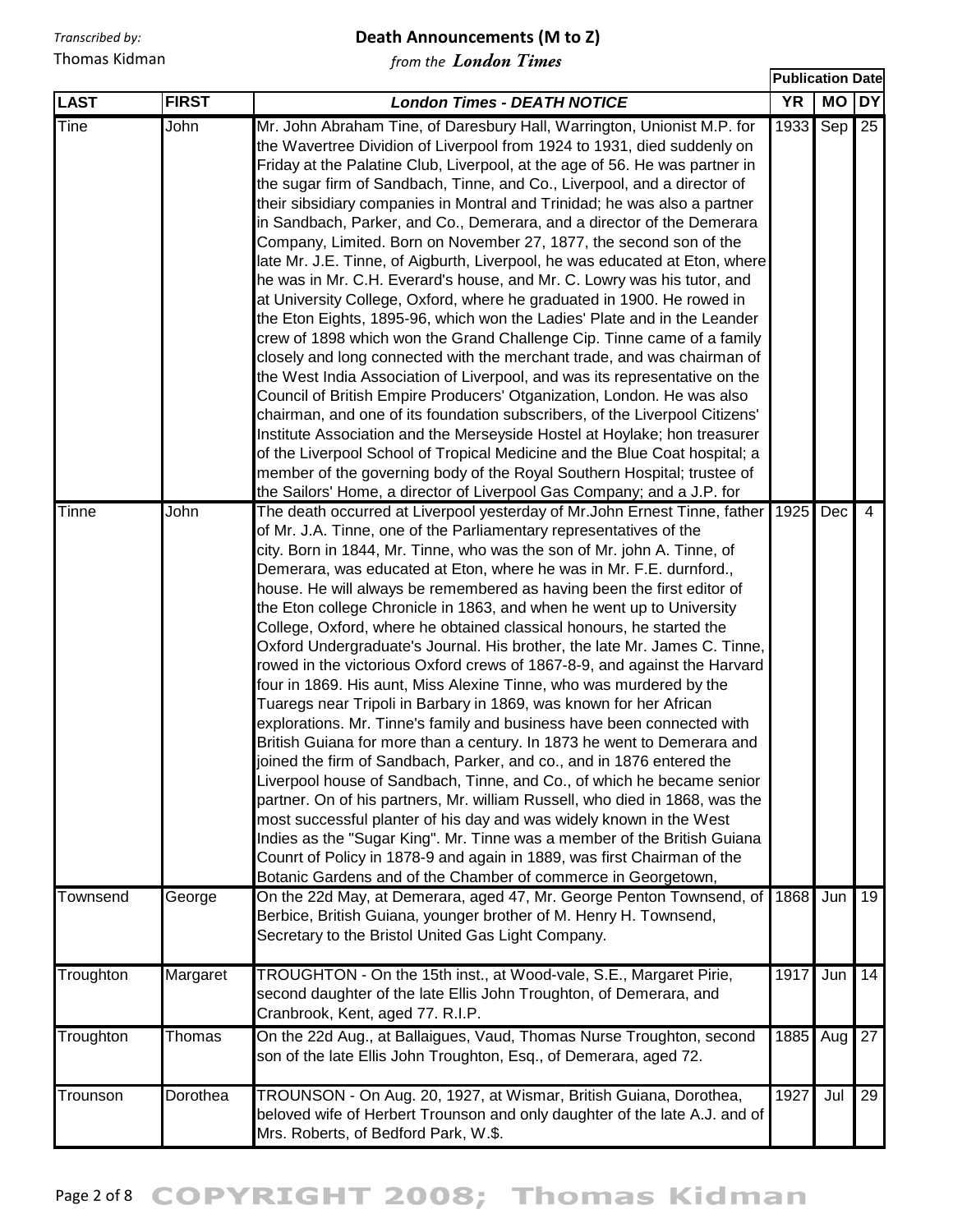Transcribed by:
Thomas Kidman

# Death Announcements (M to Z)

*from the* ***London Times***

| LAST | FIRST | London Times - DEATH NOTICE | Publication Date YR | MO | DY |
|---|---|---|---|---|---|
| Tine | John | Mr. John Abraham Tine, of Daresbury Hall, Warrington, Unionist M.P. for the Wavertree Dividion of Liverpool from 1924 to 1931, died suddenly on Friday at the Palatine Club, Liverpool, at the age of 56. He was partner in the sugar firm of Sandbach, Tinne, and Co., Liverpool, and a director of their sibsidiary companies in Montral and Trinidad; he was also a partner in Sandbach, Parker, and Co., Demerara, and a director of the Demerara Company, Limited. Born on November 27, 1877, the second son of the late Mr. J.E. Tinne, of Aigburth, Liverpool, he was educated at Eton, where he was in Mr. C.H. Everard's house, and Mr. C. Lowry was his tutor, and at University College, Oxford, where he graduated in 1900. He rowed in the Eton Eights, 1895-96, which won the Ladies' Plate and in the Leander crew of 1898 which won the Grand Challenge Cip. Tinne came of a family closely and long connected with the merchant trade, and was chairman of the West India Association of Liverpool, and was its representative on the Council of British Empire Producers' Otganization, London. He was also chairman, and one of its foundation subscribers, of the Liverpool Citizens' Institute Association and the Merseyside Hostel at Hoylake; hon treasurer of the Liverpool School of Tropical Medicine and the Blue Coat hospital; a member of the governing body of the Royal Southern Hospital; trustee of the Sailors' Home, a director of Liverpool Gas Company; and a J.P. for | 1933 | Sep | 25 |
| Tinne | John | The death occurred at Liverpool yesterday of Mr.John Ernest Tinne, father of Mr. J.A. Tinne, one of the Parliamentary representatives of the city. Born in 1844, Mr. Tinne, who was the son of Mr. john A. Tinne, of Demerara, was educated at Eton, where he was in Mr. F.E. durnford., house. He will always be remembered as having been the first editor of the Eton college Chronicle in 1863, and when he went up to University College, Oxford, where he obtained classical honours, he started the Oxford Undergraduate's Journal. His brother, the late Mr. James C. Tinne, rowed in the victorious Oxford crews of 1867-8-9, and against the Harvard four in 1869. His aunt, Miss Alexine Tinne, who was murdered by the Tuaregs near Tripoli in Barbary in 1869, was known for her African explorations. Mr. Tinne's family and business have been connected with British Guiana for more than a century. In 1873 he went to Demerara and joined the firm of Sandbach, Parker, and co., and in 1876 entered the Liverpool house of Sandbach, Tinne, and Co., of which he became senior partner. On of his partners, Mr. william Russell, who died in 1868, was the most successful planter of his day and was widely known in the West Indies as the "Sugar King". Mr. Tinne was a member of the British Guiana Counrt of Policy in 1878-9 and again in 1889, was first Chairman of the Botanic Gardens and of the Chamber of commerce in Georgetown, | 1925 | Dec | 4 |
| Townsend | George | On the 22d May, at Demerara, aged 47, Mr. George Penton Townsend, of Berbice, British Guiana, younger brother of M. Henry H. Townsend, Secretary to the Bristol United Gas Light Company. | 1868 | Jun | 19 |
| Troughton | Margaret | TROUGHTON - On the 15th inst., at Wood-vale, S.E., Margaret Pirie, second daughter of the late Ellis John Troughton, of Demerara, and Cranbrook, Kent, aged 77. R.I.P. | 1917 | Jun | 14 |
| Troughton | Thomas | On the 22d Aug., at Ballaigues, Vaud, Thomas Nurse Troughton, second son of the late Ellis John Troughton, Esq., of Demerara, aged 72. | 1885 | Aug | 27 |
| Trounson | Dorothea | TROUNSON - On Aug. 20, 1927, at Wismar, British Guiana, Dorothea, beloved wife of Herbert Trounson and only daughter of the late A.J. and of Mrs. Roberts, of Bedford Park, W.$. | 1927 | Jul | 29 |

COPYRIGHT 2008; Thomas Kidman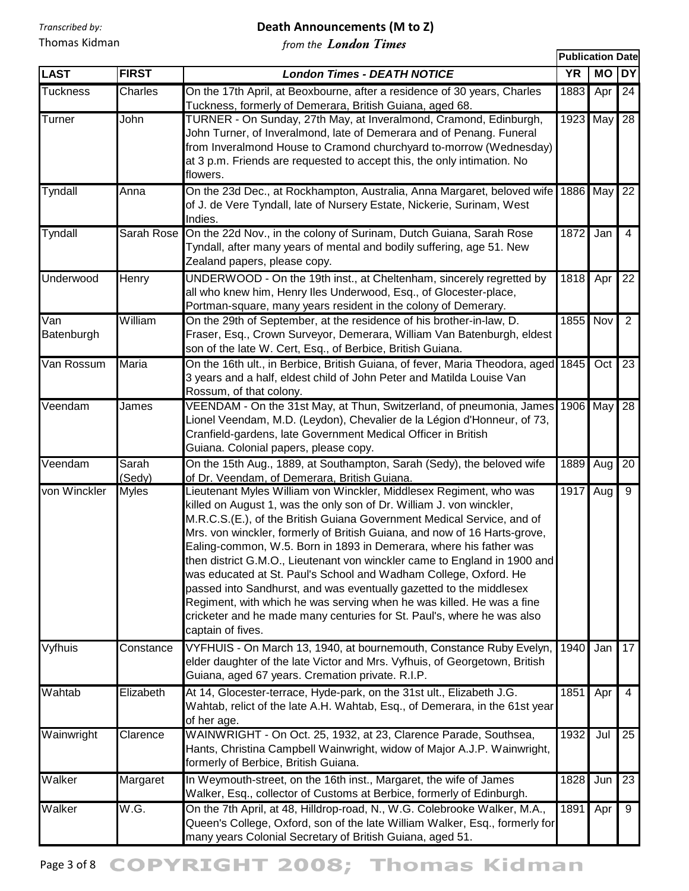# Death Announcements (M to Z)

*from the* ***London Times***

Transcribed by: Thomas Kidman

| LAST | FIRST | London Times - DEATH NOTICE | Publication Date | | |
|---|---|---|---|---|---|
| | | | YR | MO | DY |
| Tuckness | Charles | On the 17th April, at Beoxbourne, after a residence of 30 years, Charles Tuckness, formerly of Demerara, British Guiana, aged 68. | 1883 | Apr | 24 |
| Turner | John | TURNER - On Sunday, 27th May, at Inveralmond, Cramond, Edinburgh, John Turner, of Inveralmond, late of Demerara and of Penang. Funeral from Inveralmond House to Cramond churchyard to-morrow (Wednesday) at 3 p.m. Friends are requested to accept this, the only intimation. No flowers. | 1923 | May | 28 |
| Tyndall | Anna | On the 23d Dec., at Rockhampton, Australia, Anna Margaret, beloved wife of J. de Vere Tyndall, late of Nursery Estate, Nickerie, Surinam, West Indies. | 1886 | May | 22 |
| Tyndall | Sarah Rose | On the 22d Nov., in the colony of Surinam, Dutch Guiana, Sarah Rose Tyndall, after many years of mental and bodily suffering, age 51. New Zealand papers, please copy. | 1872 | Jan | 4 |
| Underwood | Henry | UNDERWOOD - On the 19th inst., at Cheltenham, sincerely regretted by all who knew him, Henry Iles Underwood, Esq., of Glocester-place, Portman-square, many years resident in the colony of Demerary. | 1818 | Apr | 22 |
| Van Batenburgh | William | On the 29th of September, at the residence of his brother-in-law, D. Fraser, Esq., Crown Surveyor, Demerara, William Van Batenburgh, eldest son of the late W. Cert, Esq., of Berbice, British Guiana. | 1855 | Nov | 2 |
| Van Rossum | Maria | On the 16th ult., in Berbice, British Guiana, of fever, Maria Theodora, aged 3 years and a half, eldest child of John Peter and Matilda Louise Van Rossum, of that colony. | 1845 | Oct | 23 |
| Veendam | James | VEENDAM - On the 31st May, at Thun, Switzerland, of pneumonia, James Lionel Veendam, M.D. (Leydon), Chevalier de la Légion d'Honneur, of 73, Cranfield-gardens, late Government Medical Officer in British Guiana. Colonial papers, please copy. | 1906 | May | 28 |
| Veendam | Sarah (Sedy) | On the 15th Aug., 1889, at Southampton, Sarah (Sedy), the beloved wife of Dr. Veendam, of Demerara, British Guiana. | 1889 | Aug | 20 |
| von Winckler | Myles | Lieutenant Myles William von Winckler, Middlesex Regiment, who was killed on August 1, was the only son of Dr. William J. von winckler, M.R.C.S.(E.), of the British Guiana Government Medical Service, and of Mrs. von winckler, formerly of British Guiana, and now of 16 Harts-grove, Ealing-common, W.5. Born in 1893 in Demerara, where his father was then district G.M.O., Lieutenant von winckler came to England in 1900 and was educated at St. Paul's School and Wadham College, Oxford. He passed into Sandhurst, and was eventually gazetted to the middlesex Regiment, with which he was serving when he was killed. He was a fine cricketer and he made many centuries for St. Paul's, where he was also captain of fives. | 1917 | Aug | 9 |
| Vyfhuis | Constance | VYFHUIS - On March 13, 1940, at bournemouth, Constance Ruby Evelyn, elder daughter of the late Victor and Mrs. Vyfhuis, of Georgetown, British Guiana, aged 67 years. Cremation private. R.I.P. | 1940 | Jan | 17 |
| Wahtab | Elizabeth | At 14, Glocester-terrace, Hyde-park, on the 31st ult., Elizabeth J.G. Wahtab, relict of the late A.H. Wahtab, Esq., of Demerara, in the 61st year of her age. | 1851 | Apr | 4 |
| Wainwright | Clarence | WAINWRIGHT - On Oct. 25, 1932, at 23, Clarence Parade, Southsea, Hants, Christina Campbell Wainwright, widow of Major A.J.P. Wainwright, formerly of Berbice, British Guiana. | 1932 | Jul | 25 |
| Walker | Margaret | In Weymouth-street, on the 16th inst., Margaret, the wife of James Walker, Esq., collector of Customs at Berbice, formerly of Edinburgh. | 1828 | Jun | 23 |
| Walker | W.G. | On the 7th April, at 48, Hilldrop-road, N., W.G. Colebrooke Walker, M.A., Queen's College, Oxford, son of the late William Walker, Esq., formerly for many years Colonial Secretary of British Guiana, aged 51. | 1891 | Apr | 9 |

COPYRIGHT 2008; Thomas Kidman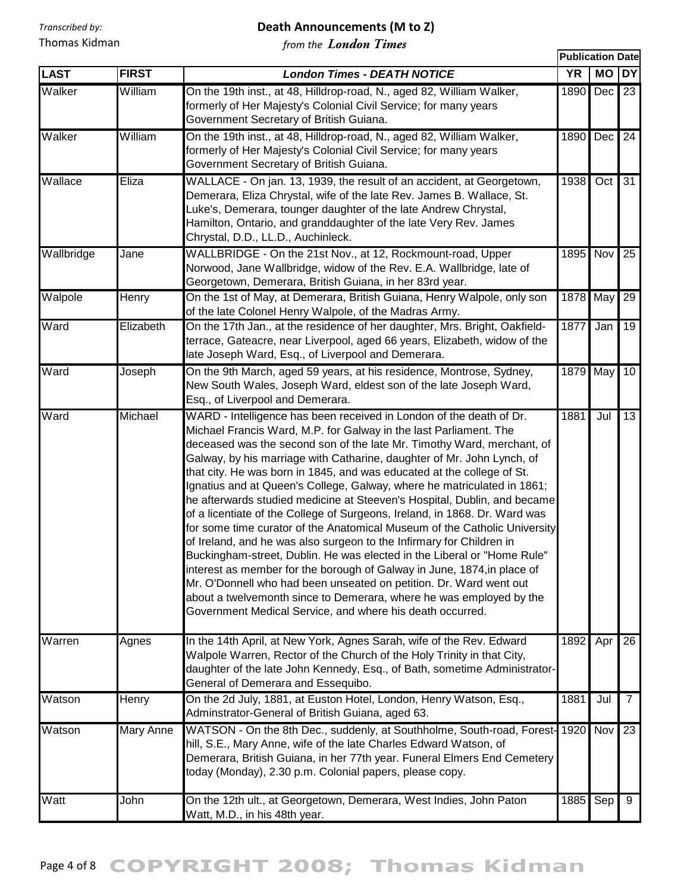Transcribed by:
Thomas Kidman

# Death Announcements (M to Z)

*from the London Times*

| LAST | FIRST | London Times - DEATH NOTICE | Publication Date YR | MO | DY |
|---|---|---|---|---|---|
| Walker | William | On the 19th inst., at 48, Hilldrop-road, N., aged 82, William Walker, formerly of Her Majesty's Colonial Civil Service; for many years Government Secretary of British Guiana. | 1890 | Dec | 23 |
| Walker | William | On the 19th inst., at 48, Hilldrop-road, N., aged 82, William Walker, formerly of Her Majesty's Colonial Civil Service; for many years Government Secretary of British Guiana. | 1890 | Dec | 24 |
| Wallace | Eliza | WALLACE - On jan. 13, 1939, the result of an accident, at Georgetown, Demerara, Eliza Chrystal, wife of the late Rev. James B. Wallace, St. Luke's, Demerara, tounger daughter of the late Andrew Chrystal, Hamilton, Ontario, and granddaughter of the late Very Rev. James Chrystal, D.D., LL.D., Auchinleck. | 1938 | Oct | 31 |
| Wallbridge | Jane | WALLBRIDGE - On the 21st Nov., at 12, Rockmount-road, Upper Norwood, Jane Wallbridge, widow of the Rev. E.A. Wallbridge, late of Georgetown, Demerara, British Guiana, in her 83rd year. | 1895 | Nov | 25 |
| Walpole | Henry | On the 1st of May, at Demerara, British Guiana, Henry Walpole, only son of the late Colonel Henry Walpole, of the Madras Army. | 1878 | May | 29 |
| Ward | Elizabeth | On the 17th Jan., at the residence of her daughter, Mrs. Bright, Oakfield-terrace, Gateacre, near Liverpool, aged 66 years, Elizabeth, widow of the late Joseph Ward, Esq., of Liverpool and Demerara. | 1877 | Jan | 19 |
| Ward | Joseph | On the 9th March, aged 59 years, at his residence, Montrose, Sydney, New South Wales, Joseph Ward, eldest son of the late Joseph Ward, Esq., of Liverpool and Demerara. | 1879 | May | 10 |
| Ward | Michael | WARD - Intelligence has been received in London of the death of Dr. Michael Francis Ward, M.P. for Galway in the last Parliament. The deceased was the second son of the late Mr. Timothy Ward, merchant, of Galway, by his marriage with Catharine, daughter of Mr. John Lynch, of that city. He was born in 1845, and was educated at the college of St. Ignatius and at Queen's College, Galway, where he matriculated in 1861; he afterwards studied medicine at Steeven's Hospital, Dublin, and became of a licentiate of the College of Surgeons, Ireland, in 1868. Dr. Ward was for some time curator of the Anatomical Museum of the Catholic University of Ireland, and he was also surgeon to the Infirmary for Children in Buckingham-street, Dublin. He was elected in the Liberal or "Home Rule" interest as member for the borough of Galway in June, 1874,in place of Mr. O'Donnell who had been unseated on petition. Dr. Ward went out about a twelvemonth since to Demerara, where he was employed by the Government Medical Service, and where his death occurred. | 1881 | Jul | 13 |
| Warren | Agnes | In the 14th April, at New York, Agnes Sarah, wife of the Rev. Edward Walpole Warren, Rector of the Church of the Holy Trinity in that City, daughter of the late John Kennedy, Esq., of Bath, sometime Administrator-General of Demerara and Essequibo. | 1892 | Apr | 26 |
| Watson | Henry | On the 2d July, 1881, at Euston Hotel, London, Henry Watson, Esq., Adminstrator-General of British Guiana, aged 63. | 1881 | Jul | 7 |
| Watson | Mary Anne | WATSON - On the 8th Dec., suddenly, at Southholme, South-road, Forest-hill, S.E., Mary Anne, wife of the late Charles Edward Watson, of Demerara, British Guiana, in her 77th year. Funeral Elmers End Cemetery today (Monday), 2.30 p.m. Colonial papers, please copy. | 1920 | Nov | 23 |
| Watt | John | On the 12th ult., at Georgetown, Demerara, West Indies, John Paton Watt, M.D., in his 48th year. | 1885 | Sep | 9 |

COPYRIGHT 2008; Thomas Kidman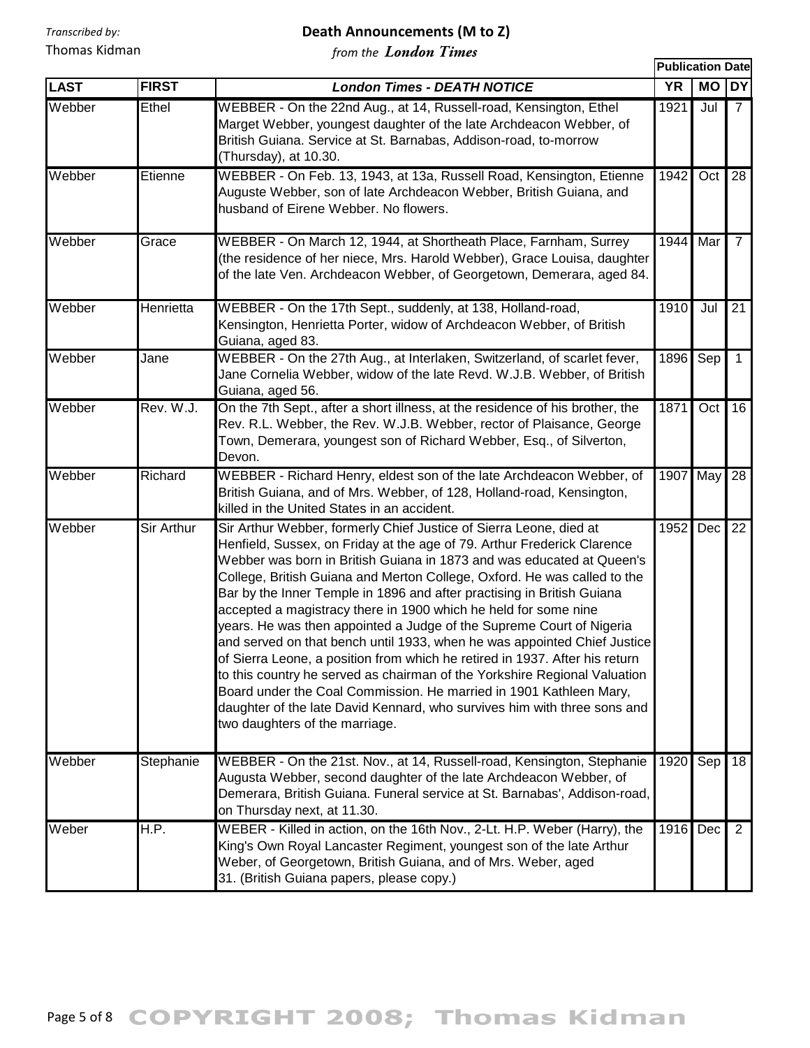Transcribed by:
Thomas Kidman

# Death Announcements (M to Z)

*from the* ***London Times***

| LAST | FIRST | London Times - DEATH NOTICE | Publication Date YR | MO | DY |
|---|---|---|---|---|---|
| Webber | Ethel | WEBBER - On the 22nd Aug., at 14, Russell-road, Kensington, Ethel Marget Webber, youngest daughter of the late Archdeacon Webber, of British Guiana. Service at St. Barnabas, Addison-road, to-morrow (Thursday), at 10.30. | 1921 | Jul | 7 |
| Webber | Etienne | WEBBER - On Feb. 13, 1943, at 13a, Russell Road, Kensington, Etienne Auguste Webber, son of late Archdeacon Webber, British Guiana, and husband of Eirene Webber. No flowers. | 1942 | Oct | 28 |
| Webber | Grace | WEBBER - On March 12, 1944, at Shortheath Place, Farnham, Surrey (the residence of her niece, Mrs. Harold Webber), Grace Louisa, daughter of the late Ven. Archdeacon Webber, of Georgetown, Demerara, aged 84. | 1944 | Mar | 7 |
| Webber | Henrietta | WEBBER - On the 17th Sept., suddenly, at 138, Holland-road, Kensington, Henrietta Porter, widow of Archdeacon Webber, of British Guiana, aged 83. | 1910 | Jul | 21 |
| Webber | Jane | WEBBER - On the 27th Aug., at Interlaken, Switzerland, of scarlet fever, Jane Cornelia Webber, widow of the late Revd. W.J.B. Webber, of British Guiana, aged 56. | 1896 | Sep | 1 |
| Webber | Rev. W.J. | On the 7th Sept., after a short illness, at the residence of his brother, the Rev. R.L. Webber, the Rev. W.J.B. Webber, rector of Plaisance, George Town, Demerara, youngest son of Richard Webber, Esq., of Silverton, Devon. | 1871 | Oct | 16 |
| Webber | Richard | WEBBER - Richard Henry, eldest son of the late Archdeacon Webber, of British Guiana, and of Mrs. Webber, of 128, Holland-road, Kensington, killed in the United States in an accident. | 1907 | May | 28 |
| Webber | Sir Arthur | Sir Arthur Webber, formerly Chief Justice of Sierra Leone, died at Henfield, Sussex, on Friday at the age of 79. Arthur Frederick Clarence Webber was born in British Guiana in 1873 and was educated at Queen's College, British Guiana and Merton College, Oxford. He was called to the Bar by the Inner Temple in 1896 and after practising in British Guiana accepted a magistracy there in 1900 which he held for some nine years. He was then appointed a Judge of the Supreme Court of Nigeria and served on that bench until 1933, when he was appointed Chief Justice of Sierra Leone, a position from which he retired in 1937. After his return to this country he served as chairman of the Yorkshire Regional Valuation Board under the Coal Commission. He married in 1901 Kathleen Mary, daughter of the late David Kennard, who survives him with three sons and two daughters of the marriage. | 1952 | Dec | 22 |
| Webber | Stephanie | WEBBER - On the 21st. Nov., at 14, Russell-road, Kensington, Stephanie Augusta Webber, second daughter of the late Archdeacon Webber, of Demerara, British Guiana. Funeral service at St. Barnabas', Addison-road, on Thursday next, at 11.30. | 1920 | Sep | 18 |
| Weber | H.P. | WEBER - Killed in action, on the 16th Nov., 2-Lt. H.P. Weber (Harry), the King's Own Royal Lancaster Regiment, youngest son of the late Arthur Weber, of Georgetown, British Guiana, and of Mrs. Weber, aged 31. (British Guiana papers, please copy.) | 1916 | Dec | 2 |

COPYRIGHT 2008; Thomas Kidman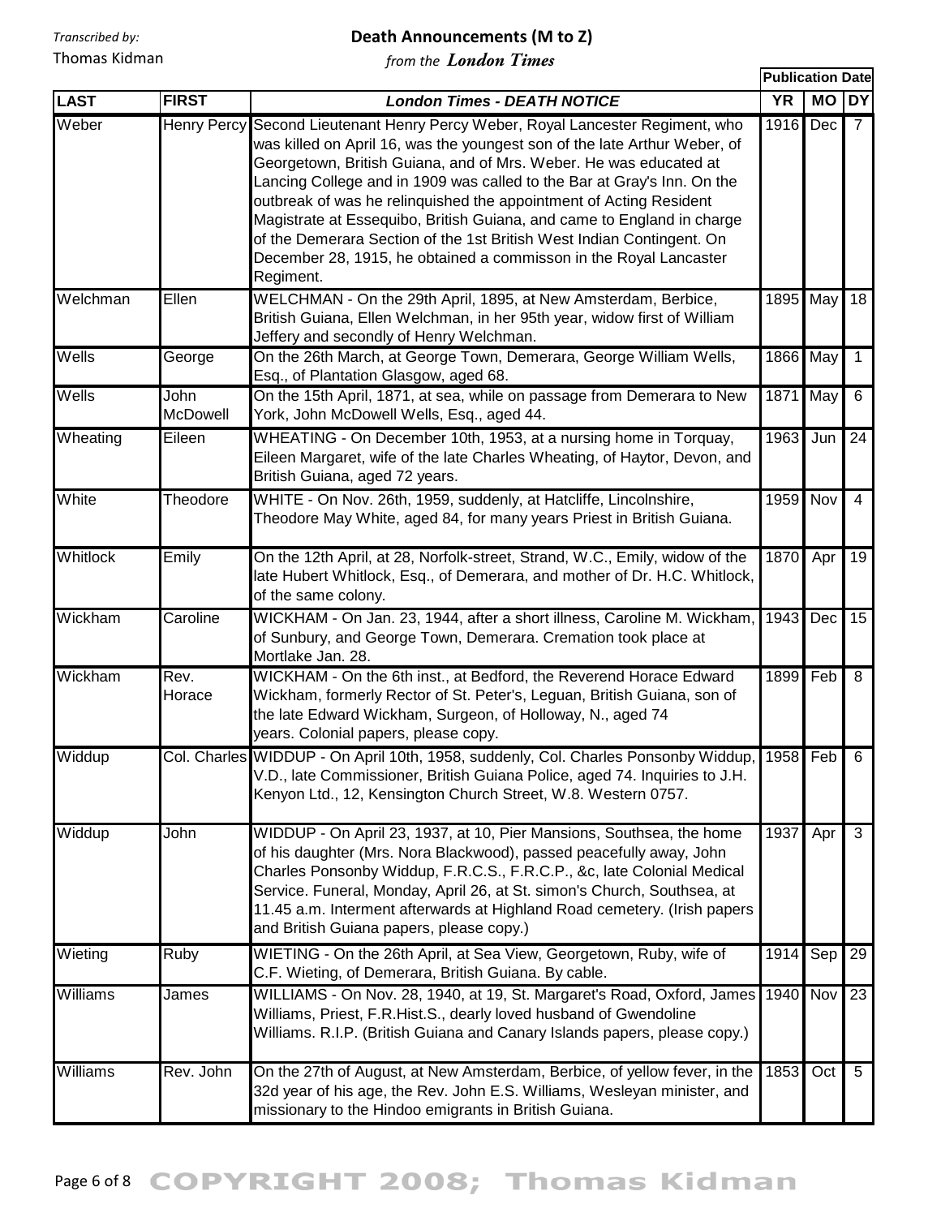Transcribed by:
Thomas Kidman

# Death Announcements (M to Z)

*from the **London Times***

| LAST | FIRST | London Times - DEATH NOTICE | Publication Date YR | MO | DY |
|---|---|---|---|---|---|
| Weber | Henry Percy | Second Lieutenant Henry Percy Weber, Royal Lancester Regiment, who was killed on April 16, was the youngest son of the late Arthur Weber, of Georgetown, British Guiana, and of Mrs. Weber. He was educated at Lancing College and in 1909 was called to the Bar at Gray's Inn. On the outbreak of was he relinquished the appointment of Acting Resident Magistrate at Essequibo, British Guiana, and came to England in charge of the Demerara Section of the 1st British West Indian Contingent. On December 28, 1915, he obtained a commisson in the Royal Lancaster Regiment. | 1916 | Dec | 7 |
| Welchman | Ellen | WELCHMAN - On the 29th April, 1895, at New Amsterdam, Berbice, British Guiana, Ellen Welchman, in her 95th year, widow first of William Jeffery and secondly of Henry Welchman. | 1895 | May | 18 |
| Wells | George | On the 26th March, at George Town, Demerara, George William Wells, Esq., of Plantation Glasgow, aged 68. | 1866 | May | 1 |
| Wells | John McDowell | On the 15th April, 1871, at sea, while on passage from Demerara to New York, John McDowell Wells, Esq., aged 44. | 1871 | May | 6 |
| Wheating | Eileen | WHEATING - On December 10th, 1953, at a nursing home in Torquay, Eileen Margaret, wife of the late Charles Wheating, of Haytor, Devon, and British Guiana, aged 72 years. | 1963 | Jun | 24 |
| White | Theodore | WHITE - On Nov. 26th, 1959, suddenly, at Hatcliffe, Lincolnshire, Theodore May White, aged 84, for many years Priest in British Guiana. | 1959 | Nov | 4 |
| Whitlock | Emily | On the 12th April, at 28, Norfolk-street, Strand, W.C., Emily, widow of the late Hubert Whitlock, Esq., of Demerara, and mother of Dr. H.C. Whitlock, of the same colony. | 1870 | Apr | 19 |
| Wickham | Caroline | WICKHAM - On Jan. 23, 1944, after a short illness, Caroline M. Wickham, of Sunbury, and George Town, Demerara. Cremation took place at Mortlake Jan. 28. | 1943 | Dec | 15 |
| Wickham | Rev. Horace | WICKHAM - On the 6th inst., at Bedford, the Reverend Horace Edward Wickham, formerly Rector of St. Peter's, Leguan, British Guiana, son of the late Edward Wickham, Surgeon, of Holloway, N., aged 74 years. Colonial papers, please copy. | 1899 | Feb | 8 |
| Widdup | Col. Charles | WIDDUP - On April 10th, 1958, suddenly, Col. Charles Ponsonby Widdup, V.D., late Commissioner, British Guiana Police, aged 74. Inquiries to J.H. Kenyon Ltd., 12, Kensington Church Street, W.8. Western 0757. | 1958 | Feb | 6 |
| Widdup | John | WIDDUP - On April 23, 1937, at 10, Pier Mansions, Southsea, the home of his daughter (Mrs. Nora Blackwood), passed peacefully away, John Charles Ponsonby Widdup, F.R.C.S., F.R.C.P., &c, late Colonial Medical Service. Funeral, Monday, April 26, at St. simon's Church, Southsea, at 11.45 a.m. Interment afterwards at Highland Road cemetery. (Irish papers and British Guiana papers, please copy.) | 1937 | Apr | 3 |
| Wieting | Ruby | WIETING - On the 26th April, at Sea View, Georgetown, Ruby, wife of C.F. Wieting, of Demerara, British Guiana. By cable. | 1914 | Sep | 29 |
| Williams | James | WILLIAMS - On Nov. 28, 1940, at 19, St. Margaret's Road, Oxford, James Williams, Priest, F.R.Hist.S., dearly loved husband of Gwendoline Williams. R.I.P. (British Guiana and Canary Islands papers, please copy.) | 1940 | Nov | 23 |
| Williams | Rev. John | On the 27th of August, at New Amsterdam, Berbice, of yellow fever, in the 32d year of his age, the Rev. John E.S. Williams, Wesleyan minister, and missionary to the Hindoo emigrants in British Guiana. | 1853 | Oct | 5 |

COPYRIGHT 2008; Thomas Kidman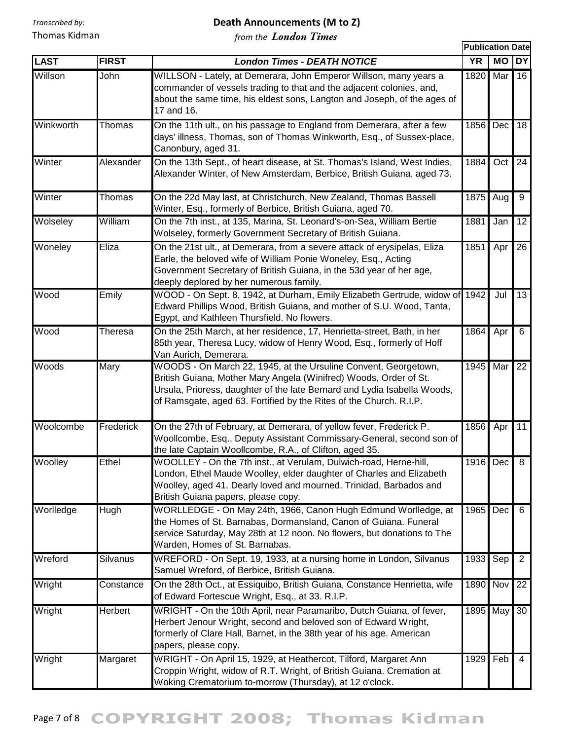Transcribed by:
Thomas Kidman

# Death Announcements (M to Z)

*from the* ***London Times***

| LAST | FIRST | London Times - DEATH NOTICE | Publication Date YR | MO | DY |
|---|---|---|---|---|---|
| Willson | John | WILLSON - Lately, at Demerara, John Emperor Willson, many years a commander of vessels trading to that and the adjacent colonies, and, about the same time, his eldest sons, Langton and Joseph, of the ages of 17 and 16. | 1820 | Mar | 16 |
| Winkworth | Thomas | On the 11th ult., on his passage to England from Demerara, after a few days' illness, Thomas, son of Thomas Winkworth, Esq., of Sussex-place, Canonbury, aged 31. | 1856 | Dec | 18 |
| Winter | Alexander | On the 13th Sept., of heart disease, at St. Thomas's Island, West Indies, Alexander Winter, of New Amsterdam, Berbice, British Guiana, aged 73. | 1884 | Oct | 24 |
| Winter | Thomas | On the 22d May last, at Christchurch, New Zealand, Thomas Bassell Winter, Esq., formerly of Berbice, British Guiana, aged 70. | 1875 | Aug | 9 |
| Wolseley | William | On the 7th inst., at 135, Marina, St. Leonard's-on-Sea, William Bertie Wolseley, formerly Government Secretary of British Guiana. | 1881 | Jan | 12 |
| Woneley | Eliza | On the 21st ult., at Demerara, from a severe attack of erysipelas, Eliza Earle, the beloved wife of William Ponie Woneley, Esq., Acting Government Secretary of British Guiana, in the 53d year of her age, deeply deplored by her numerous family. | 1851 | Apr | 26 |
| Wood | Emily | WOOD - On Sept. 8, 1942, at Durham, Emily Elizabeth Gertrude, widow of Edward Phillips Wood, British Guiana, and mother of S.U. Wood, Tanta, Egypt, and Kathleen Thursfield. No flowers. | 1942 | Jul | 13 |
| Wood | Theresa | On the 25th March, at her residence, 17, Henrietta-street, Bath, in her 85th year, Theresa Lucy, widow of Henry Wood, Esq., formerly of Hoff Van Aurich, Demerara. | 1864 | Apr | 6 |
| Woods | Mary | WOODS - On March 22, 1945, at the Ursuline Convent, Georgetown, British Guiana, Mother Mary Angela (Winifred) Woods, Order of St. Ursula, Prioress, daughter of the late Bernard and Lydia Isabella Woods, of Ramsgate, aged 63. Fortified by the Rites of the Church. R.I.P. | 1945 | Mar | 22 |
| Woolcombe | Frederick | On the 27th of February, at Demerara, of yellow fever, Frederick P. Woollcombe, Esq., Deputy Assistant Commissary-General, second son of the late Captain Woollcombe, R.A., of Clifton, aged 35. | 1856 | Apr | 11 |
| Woolley | Ethel | WOOLLEY - On the 7th inst., at Verulam, Dulwich-road, Herne-hill, London, Ethel Maude Woolley, elder daughter of Charles and Elizabeth Woolley, aged 41. Dearly loved and mourned. Trinidad, Barbados and British Guiana papers, please copy. | 1916 | Dec | 8 |
| Worlledge | Hugh | WORLLEDGE - On May 24th, 1966, Canon Hugh Edmund Worlledge, at the Homes of St. Barnabas, Dormansland, Canon of Guiana. Funeral service Saturday, May 28th at 12 noon. No flowers, but donations to The Warden, Homes of St. Barnabas. | 1965 | Dec | 6 |
| Wreford | Silvanus | WREFORD - On Sept. 19, 1933, at a nursing home in London, Silvanus Samuel Wreford, of Berbice, British Guiana. | 1933 | Sep | 2 |
| Wright | Constance | On the 28th Oct., at Essiquibo, British Guiana, Constance Henrietta, wife of Edward Fortescue Wright, Esq., at 33. R.I.P. | 1890 | Nov | 22 |
| Wright | Herbert | WRIGHT - On the 10th April, near Paramaribo, Dutch Guiana, of fever, Herbert Jenour Wright, second and beloved son of Edward Wright, formerly of Clare Hall, Barnet, in the 38th year of his age. American papers, please copy. | 1895 | May | 30 |
| Wright | Margaret | WRIGHT - On April 15, 1929, at Heathercot, Tilford, Margaret Ann Croppin Wright, widow of R.T. Wright, of British Guiana. Cremation at Woking Crematorium to-morrow (Thursday), at 12 o'clock. | 1929 | Feb | 4 |

COPYRIGHT 2008; Thomas Kidman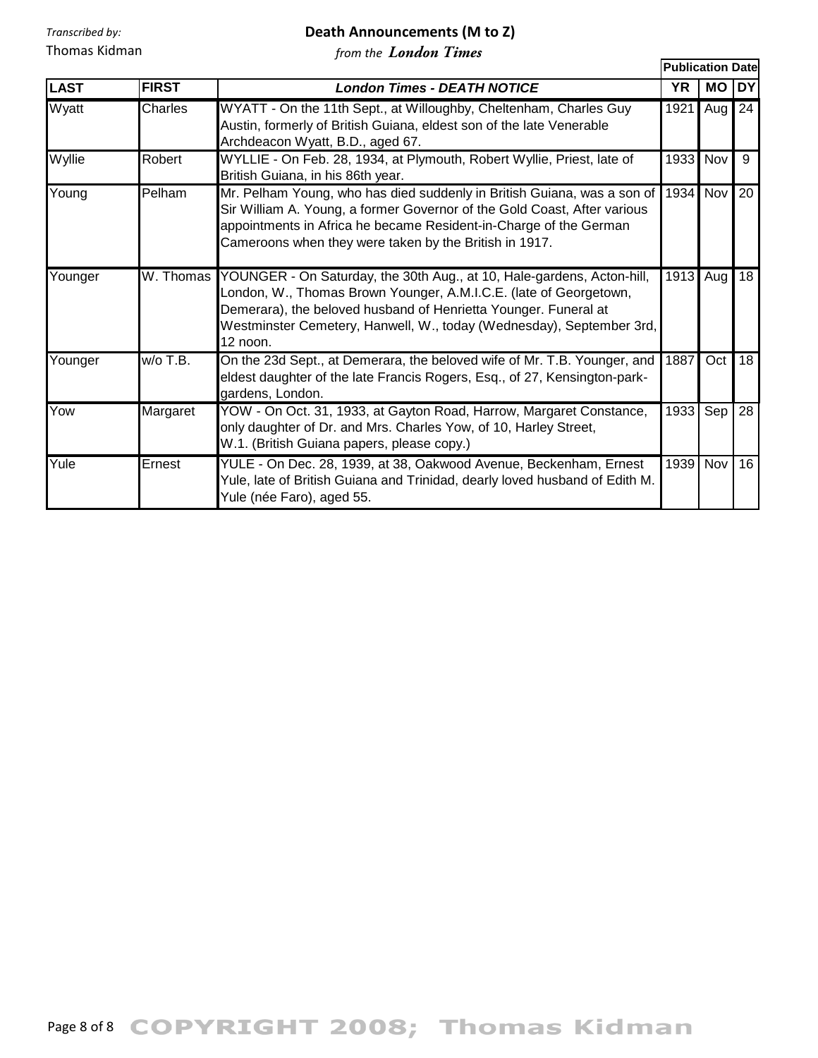Transcribed by:
Thomas Kidman

# Death Announcements (M to Z)

*from the* ***London Times***

| LAST | FIRST | London Times - DEATH NOTICE | Publication Date YR | MO | DY |
|---|---|---|---|---|---|
| Wyatt | Charles | WYATT - On the 11th Sept., at Willoughby, Cheltenham, Charles Guy Austin, formerly of British Guiana, eldest son of the late Venerable Archdeacon Wyatt, B.D., aged 67. | 1921 | Aug | 24 |
| Wyllie | Robert | WYLLIE - On Feb. 28, 1934, at Plymouth, Robert Wyllie, Priest, late of British Guiana, in his 86th year. | 1933 | Nov | 9 |
| Young | Pelham | Mr. Pelham Young, who has died suddenly in British Guiana, was a son of Sir William A. Young, a former Governor of the Gold Coast, After various appointments in Africa he became Resident-in-Charge of the German Cameroons when they were taken by the British in 1917. | 1934 | Nov | 20 |
| Younger | W. Thomas | YOUNGER - On Saturday, the 30th Aug., at 10, Hale-gardens, Acton-hill, London, W., Thomas Brown Younger, A.M.I.C.E. (late of Georgetown, Demerara), the beloved husband of Henrietta Younger. Funeral at Westminster Cemetery, Hanwell, W., today (Wednesday), September 3rd, 12 noon. | 1913 | Aug | 18 |
| Younger | w/o T.B. | On the 23d Sept., at Demerara, the beloved wife of Mr. T.B. Younger, and eldest daughter of the late Francis Rogers, Esq., of 27, Kensington-park-gardens, London. | 1887 | Oct | 18 |
| Yow | Margaret | YOW - On Oct. 31, 1933, at Gayton Road, Harrow, Margaret Constance, only daughter of Dr. and Mrs. Charles Yow, of 10, Harley Street, W.1. (British Guiana papers, please copy.) | 1933 | Sep | 28 |
| Yule | Ernest | YULE - On Dec. 28, 1939, at 38, Oakwood Avenue, Beckenham, Ernest Yule, late of British Guiana and Trinidad, dearly loved husband of Edith M. Yule (née Faro), aged 55. | 1939 | Nov | 16 |

COPYRIGHT 2008; Thomas Kidman